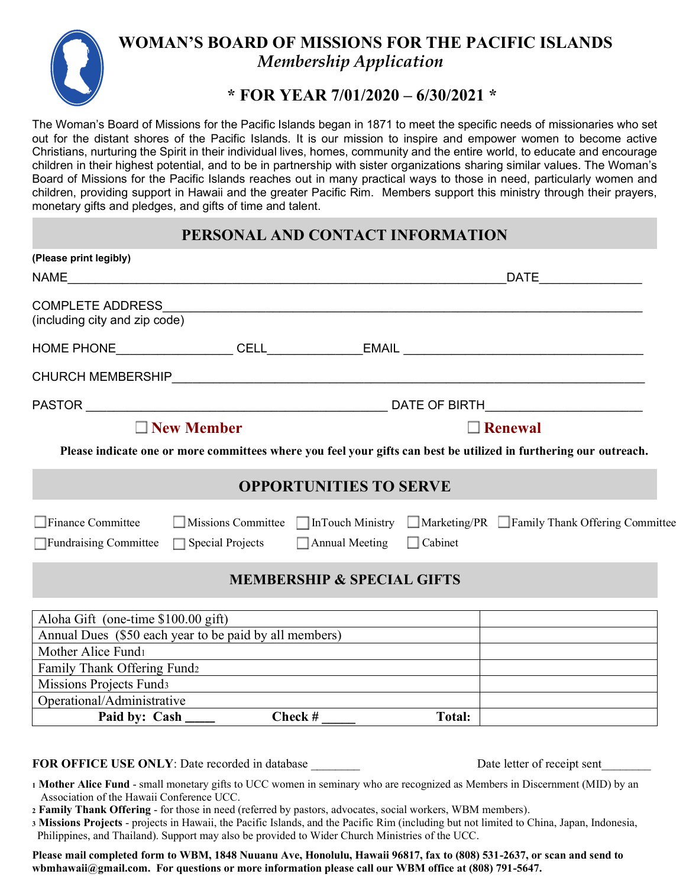# WOMAN'S BOARD OF MISSIONS FOR THE PACIFIC ISLANDS

*Membership Application*

## * FOR YEAR 7/01/2020 – 6/30/2021 *

The Woman's Board of Missions for the Pacific Islands began in 1871 to meet the specific needs of missionaries who set out for the distant shores of the Pacific Islands. It is our mission to inspire and empower women to become active Christians, nurturing the Spirit in their individual lives, homes, community and the entire world, to educate and encourage children in their highest potential, and to be in partnership with sister organizations sharing similar values. The Woman's Board of Missions for the Pacific Islands reaches out in many practical ways to those in need, particularly women and children, providing support in Hawaii and the greater Pacific Rim. Members support this ministry through their prayers, monetary gifts and pledges, and gifts of time and talent.

## PERSONAL AND CONTACT INFORMATION

**(Please print legibly)**

NAME_______________________________________________________________DATE______________

COMPLETE ADDRESS_________________________________________________________________
(including city and zip code)

HOME PHONE_________________ CELL_____________EMAIL _________________________________

CHURCH MEMBERSHIP_______________________________________________________________

PASTOR ____________________________________________ DATE OF BIRTH_____________________

☐ **New Member** ☐ **Renewal**

**Please indicate one or more committees where you feel your gifts can best be utilized in furthering our outreach.**

## OPPORTUNITIES TO SERVE

☐ Finance Committee ☐ Missions Committee ☐ InTouch Ministry ☐ Marketing/PR ☐ Family Thank Offering Committee

☐ Fundraising Committee ☐ Special Projects ☐ Annual Meeting ☐ Cabinet

## MEMBERSHIP & SPECIAL GIFTS

| | |
|---|---|
| Aloha Gift (one-time $100.00 gift) | |
| Annual Dues ($50 each year to be paid by all members) | |
| Mother Alice Fund[1] | |
| Family Thank Offering Fund[2] | |
| Missions Projects Fund[3] | |
| Operational/Administrative | |
| **Paid by: Cash ____ Check # _____ Total:** | |

**FOR OFFICE USE ONLY**: Date recorded in database ________ Date letter of receipt sent________

[1] **Mother Alice Fund** - small monetary gifts to UCC women in seminary who are recognized as Members in Discernment (MID) by an Association of the Hawaii Conference UCC.

[2] **Family Thank Offering** - for those in need (referred by pastors, advocates, social workers, WBM members).

[3] **Missions Projects** - projects in Hawaii, the Pacific Islands, and the Pacific Rim (including but not limited to China, Japan, Indonesia, Philippines, and Thailand). Support may also be provided to Wider Church Ministries of the UCC.

**Please mail completed form to WBM, 1848 Nuuanu Ave, Honolulu, Hawaii 96817, fax to (808) 531-2637, or scan and send to wbmhawaii@gmail.com. For questions or more information please call our WBM office at (808) 791-5647.**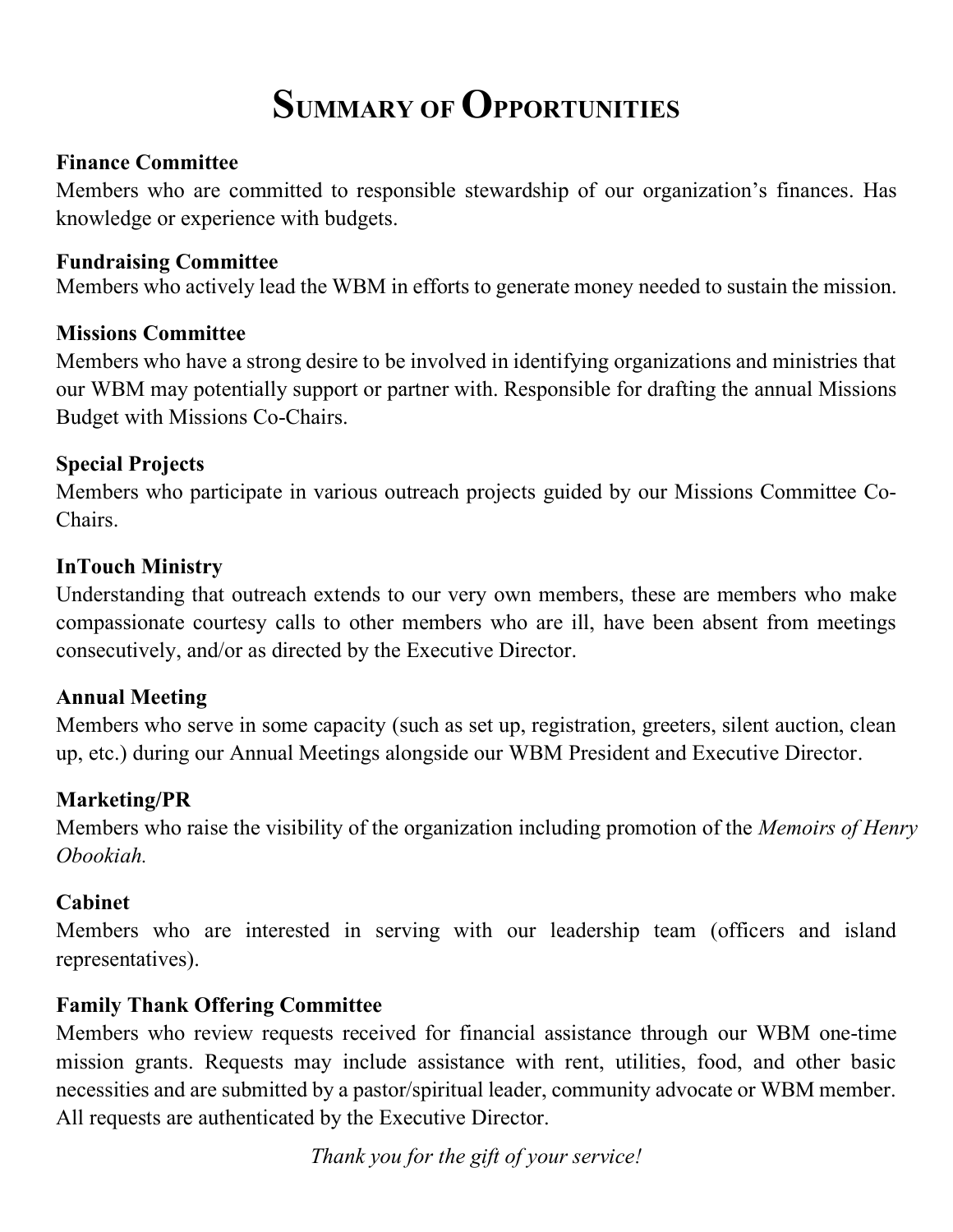# Summary of Opportunities

**Finance Committee**
Members who are committed to responsible stewardship of our organization's finances. Has knowledge or experience with budgets.

**Fundraising Committee**
Members who actively lead the WBM in efforts to generate money needed to sustain the mission.

**Missions Committee**
Members who have a strong desire to be involved in identifying organizations and ministries that our WBM may potentially support or partner with. Responsible for drafting the annual Missions Budget with Missions Co-Chairs.

**Special Projects**
Members who participate in various outreach projects guided by our Missions Committee Co-Chairs.

**InTouch Ministry**
Understanding that outreach extends to our very own members, these are members who make compassionate courtesy calls to other members who are ill, have been absent from meetings consecutively, and/or as directed by the Executive Director.

**Annual Meeting**
Members who serve in some capacity (such as set up, registration, greeters, silent auction, clean up, etc.) during our Annual Meetings alongside our WBM President and Executive Director.

**Marketing/PR**
Members who raise the visibility of the organization including promotion of the *Memoirs of Henry Obookiah.*

**Cabinet**
Members who are interested in serving with our leadership team (officers and island representatives).

**Family Thank Offering Committee**
Members who review requests received for financial assistance through our WBM one-time mission grants. Requests may include assistance with rent, utilities, food, and other basic necessities and are submitted by a pastor/spiritual leader, community advocate or WBM member. All requests are authenticated by the Executive Director.

*Thank you for the gift of your service!*